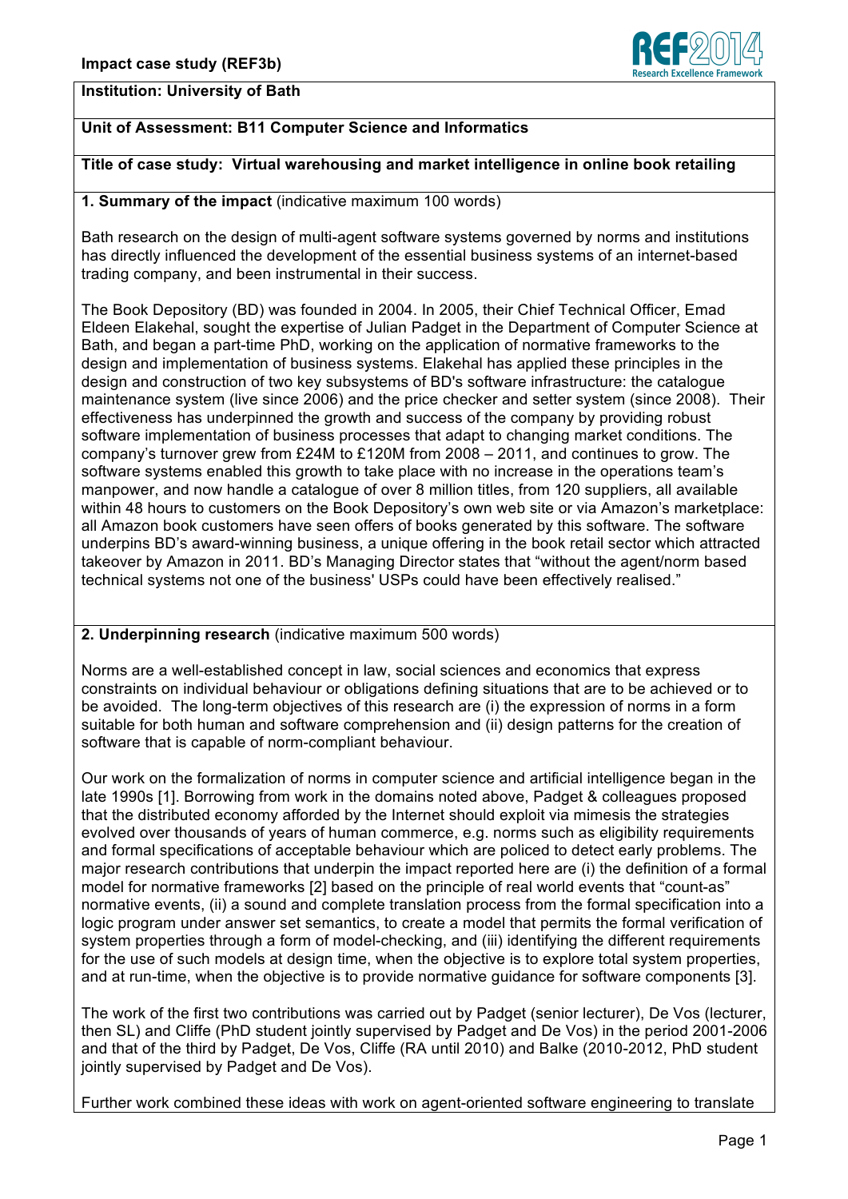**Impact case study (REF3b)**

**Institution: University of Bath**

**Unit of Assessment: B11 Computer Science and Informatics**

**Title of case study: Virtual warehousing and market intelligence in online book retailing**

## 1. Summary of the impact (indicative maximum 100 words)

Bath research on the design of multi-agent software systems governed by norms and institutions has directly influenced the development of the essential business systems of an internet-based trading company, and been instrumental in their success.

The Book Depository (BD) was founded in 2004. In 2005, their Chief Technical Officer, Emad Eldeen Elakehal, sought the expertise of Julian Padget in the Department of Computer Science at Bath, and began a part-time PhD, working on the application of normative frameworks to the design and implementation of business systems. Elakehal has applied these principles in the design and construction of two key subsystems of BD's software infrastructure: the catalogue maintenance system (live since 2006) and the price checker and setter system (since 2008). Their effectiveness has underpinned the growth and success of the company by providing robust software implementation of business processes that adapt to changing market conditions. The company's turnover grew from £24M to £120M from 2008 – 2011, and continues to grow. The software systems enabled this growth to take place with no increase in the operations team's manpower, and now handle a catalogue of over 8 million titles, from 120 suppliers, all available within 48 hours to customers on the Book Depository's own web site or via Amazon's marketplace: all Amazon book customers have seen offers of books generated by this software. The software underpins BD's award-winning business, a unique offering in the book retail sector which attracted takeover by Amazon in 2011. BD's Managing Director states that "without the agent/norm based technical systems not one of the business' USPs could have been effectively realised."

## 2. Underpinning research (indicative maximum 500 words)

Norms are a well-established concept in law, social sciences and economics that express constraints on individual behaviour or obligations defining situations that are to be achieved or to be avoided. The long-term objectives of this research are (i) the expression of norms in a form suitable for both human and software comprehension and (ii) design patterns for the creation of software that is capable of norm-compliant behaviour.

Our work on the formalization of norms in computer science and artificial intelligence began in the late 1990s [1]. Borrowing from work in the domains noted above, Padget & colleagues proposed that the distributed economy afforded by the Internet should exploit via mimesis the strategies evolved over thousands of years of human commerce, e.g. norms such as eligibility requirements and formal specifications of acceptable behaviour which are policed to detect early problems. The major research contributions that underpin the impact reported here are (i) the definition of a formal model for normative frameworks [2] based on the principle of real world events that "count-as" normative events, (ii) a sound and complete translation process from the formal specification into a logic program under answer set semantics, to create a model that permits the formal verification of system properties through a form of model-checking, and (iii) identifying the different requirements for the use of such models at design time, when the objective is to explore total system properties, and at run-time, when the objective is to provide normative guidance for software components [3].

The work of the first two contributions was carried out by Padget (senior lecturer), De Vos (lecturer, then SL) and Cliffe (PhD student jointly supervised by Padget and De Vos) in the period 2001-2006 and that of the third by Padget, De Vos, Cliffe (RA until 2010) and Balke (2010-2012, PhD student jointly supervised by Padget and De Vos).

Further work combined these ideas with work on agent-oriented software engineering to translate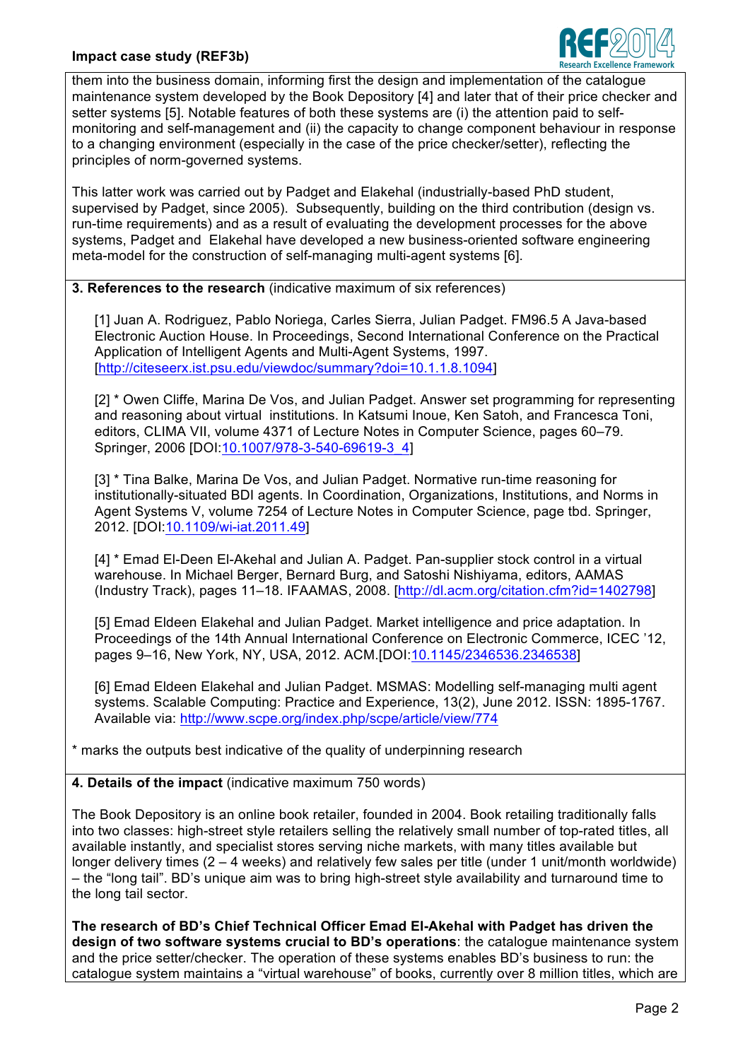them into the business domain, informing first the design and implementation of the catalogue maintenance system developed by the Book Depository [4] and later that of their price checker and setter systems [5]. Notable features of both these systems are (i) the attention paid to self-monitoring and self-management and (ii) the capacity to change component behaviour in response to a changing environment (especially in the case of the price checker/setter), reflecting the principles of norm-governed systems.

This latter work was carried out by Padget and Elakehal (industrially-based PhD student, supervised by Padget, since 2005). Subsequently, building on the third contribution (design vs. run-time requirements) and as a result of evaluating the development processes for the above systems, Padget and Elakehal have developed a new business-oriented software engineering meta-model for the construction of self-managing multi-agent systems [6].

**3. References to the research** (indicative maximum of six references)

[1] Juan A. Rodriguez, Pablo Noriega, Carles Sierra, Julian Padget. FM96.5 A Java-based Electronic Auction House. In Proceedings, Second International Conference on the Practical Application of Intelligent Agents and Multi-Agent Systems, 1997. [http://citeseerx.ist.psu.edu/viewdoc/summary?doi=10.1.1.8.1094]

[2] * Owen Cliffe, Marina De Vos, and Julian Padget. Answer set programming for representing and reasoning about virtual institutions. In Katsumi Inoue, Ken Satoh, and Francesca Toni, editors, CLIMA VII, volume 4371 of Lecture Notes in Computer Science, pages 60–79. Springer, 2006 [DOI:10.1007/978-3-540-69619-3_4]

[3] * Tina Balke, Marina De Vos, and Julian Padget. Normative run-time reasoning for institutionally-situated BDI agents. In Coordination, Organizations, Institutions, and Norms in Agent Systems V, volume 7254 of Lecture Notes in Computer Science, page tbd. Springer, 2012. [DOI:10.1109/wi-iat.2011.49]

[4] * Emad El-Deen El-Akehal and Julian A. Padget. Pan-supplier stock control in a virtual warehouse. In Michael Berger, Bernard Burg, and Satoshi Nishiyama, editors, AAMAS (Industry Track), pages 11–18. IFAAMAS, 2008. [http://dl.acm.org/citation.cfm?id=1402798]

[5] Emad Eldeen Elakehal and Julian Padget. Market intelligence and price adaptation. In Proceedings of the 14th Annual International Conference on Electronic Commerce, ICEC '12, pages 9–16, New York, NY, USA, 2012. ACM.[DOI:10.1145/2346536.2346538]

[6] Emad Eldeen Elakehal and Julian Padget. MSMAS: Modelling self-managing multi agent systems. Scalable Computing: Practice and Experience, 13(2), June 2012. ISSN: 1895-1767. Available via: http://www.scpe.org/index.php/scpe/article/view/774

* marks the outputs best indicative of the quality of underpinning research

**4. Details of the impact** (indicative maximum 750 words)

The Book Depository is an online book retailer, founded in 2004. Book retailing traditionally falls into two classes: high-street style retailers selling the relatively small number of top-rated titles, all available instantly, and specialist stores serving niche markets, with many titles available but longer delivery times (2 – 4 weeks) and relatively few sales per title (under 1 unit/month worldwide) – the "long tail". BD's unique aim was to bring high-street style availability and turnaround time to the long tail sector.

**The research of BD's Chief Technical Officer Emad El-Akehal with Padget has driven the design of two software systems crucial to BD's operations**: the catalogue maintenance system and the price setter/checker. The operation of these systems enables BD's business to run: the catalogue system maintains a "virtual warehouse" of books, currently over 8 million titles, which are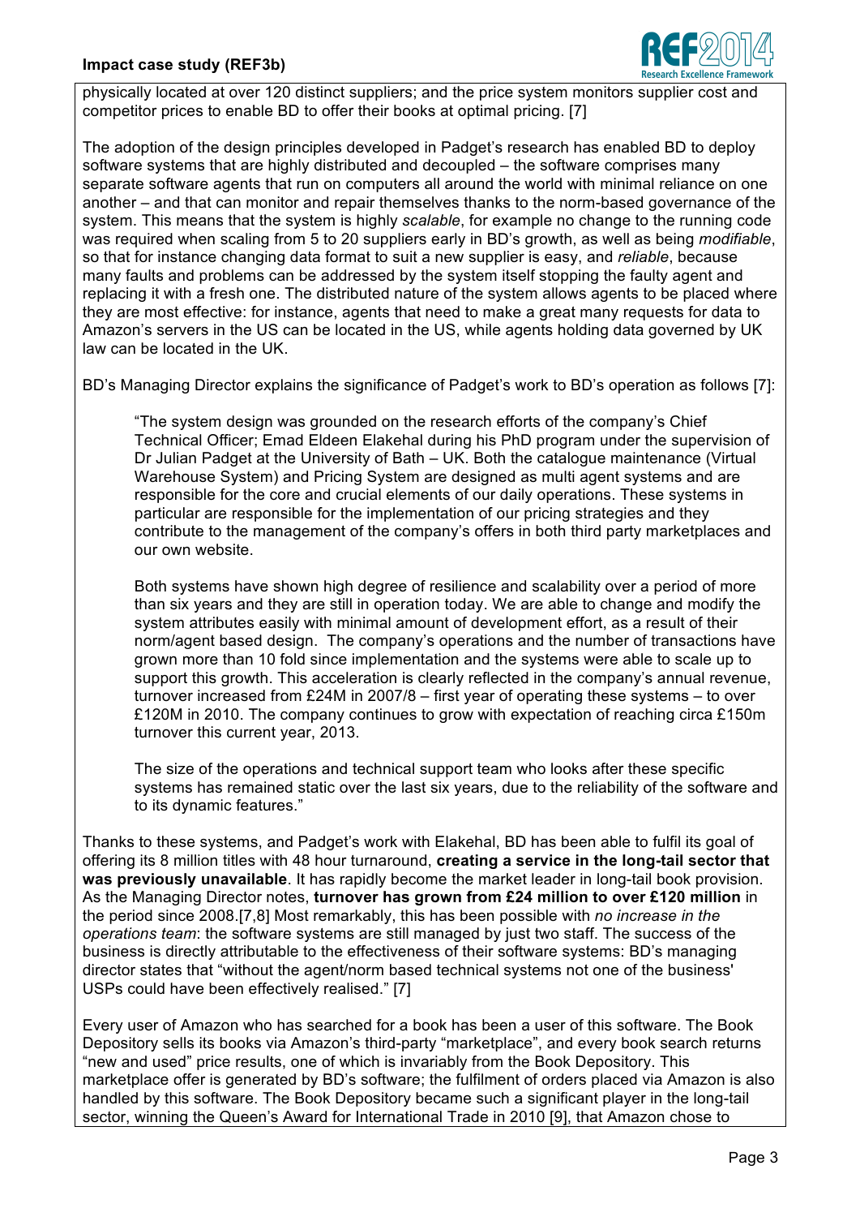physically located at over 120 distinct suppliers; and the price system monitors supplier cost and competitor prices to enable BD to offer their books at optimal pricing. [7]

The adoption of the design principles developed in Padget's research has enabled BD to deploy software systems that are highly distributed and decoupled – the software comprises many separate software agents that run on computers all around the world with minimal reliance on one another – and that can monitor and repair themselves thanks to the norm-based governance of the system. This means that the system is highly *scalable*, for example no change to the running code was required when scaling from 5 to 20 suppliers early in BD's growth, as well as being *modifiable*, so that for instance changing data format to suit a new supplier is easy, and *reliable*, because many faults and problems can be addressed by the system itself stopping the faulty agent and replacing it with a fresh one. The distributed nature of the system allows agents to be placed where they are most effective: for instance, agents that need to make a great many requests for data to Amazon's servers in the US can be located in the US, while agents holding data governed by UK law can be located in the UK.

BD's Managing Director explains the significance of Padget's work to BD's operation as follows [7]:

> "The system design was grounded on the research efforts of the company's Chief Technical Officer; Emad Eldeen Elakehal during his PhD program under the supervision of Dr Julian Padget at the University of Bath – UK. Both the catalogue maintenance (Virtual Warehouse System) and Pricing System are designed as multi agent systems and are responsible for the core and crucial elements of our daily operations. These systems in particular are responsible for the implementation of our pricing strategies and they contribute to the management of the company's offers in both third party marketplaces and our own website.
>
> Both systems have shown high degree of resilience and scalability over a period of more than six years and they are still in operation today. We are able to change and modify the system attributes easily with minimal amount of development effort, as a result of their norm/agent based design. The company's operations and the number of transactions have grown more than 10 fold since implementation and the systems were able to scale up to support this growth. This acceleration is clearly reflected in the company's annual revenue, turnover increased from £24M in 2007/8 – first year of operating these systems – to over £120M in 2010. The company continues to grow with expectation of reaching circa £150m turnover this current year, 2013.
>
> The size of the operations and technical support team who looks after these specific systems has remained static over the last six years, due to the reliability of the software and to its dynamic features."

Thanks to these systems, and Padget's work with Elakehal, BD has been able to fulfil its goal of offering its 8 million titles with 48 hour turnaround, **creating a service in the long-tail sector that was previously unavailable**. It has rapidly become the market leader in long-tail book provision. As the Managing Director notes, **turnover has grown from £24 million to over £120 million** in the period since 2008.[7,8] Most remarkably, this has been possible with *no increase in the operations team*: the software systems are still managed by just two staff. The success of the business is directly attributable to the effectiveness of their software systems: BD's managing director states that "without the agent/norm based technical systems not one of the business' USPs could have been effectively realised." [7]

Every user of Amazon who has searched for a book has been a user of this software. The Book Depository sells its books via Amazon's third-party "marketplace", and every book search returns "new and used" price results, one of which is invariably from the Book Depository. This marketplace offer is generated by BD's software; the fulfilment of orders placed via Amazon is also handled by this software. The Book Depository became such a significant player in the long-tail sector, winning the Queen's Award for International Trade in 2010 [9], that Amazon chose to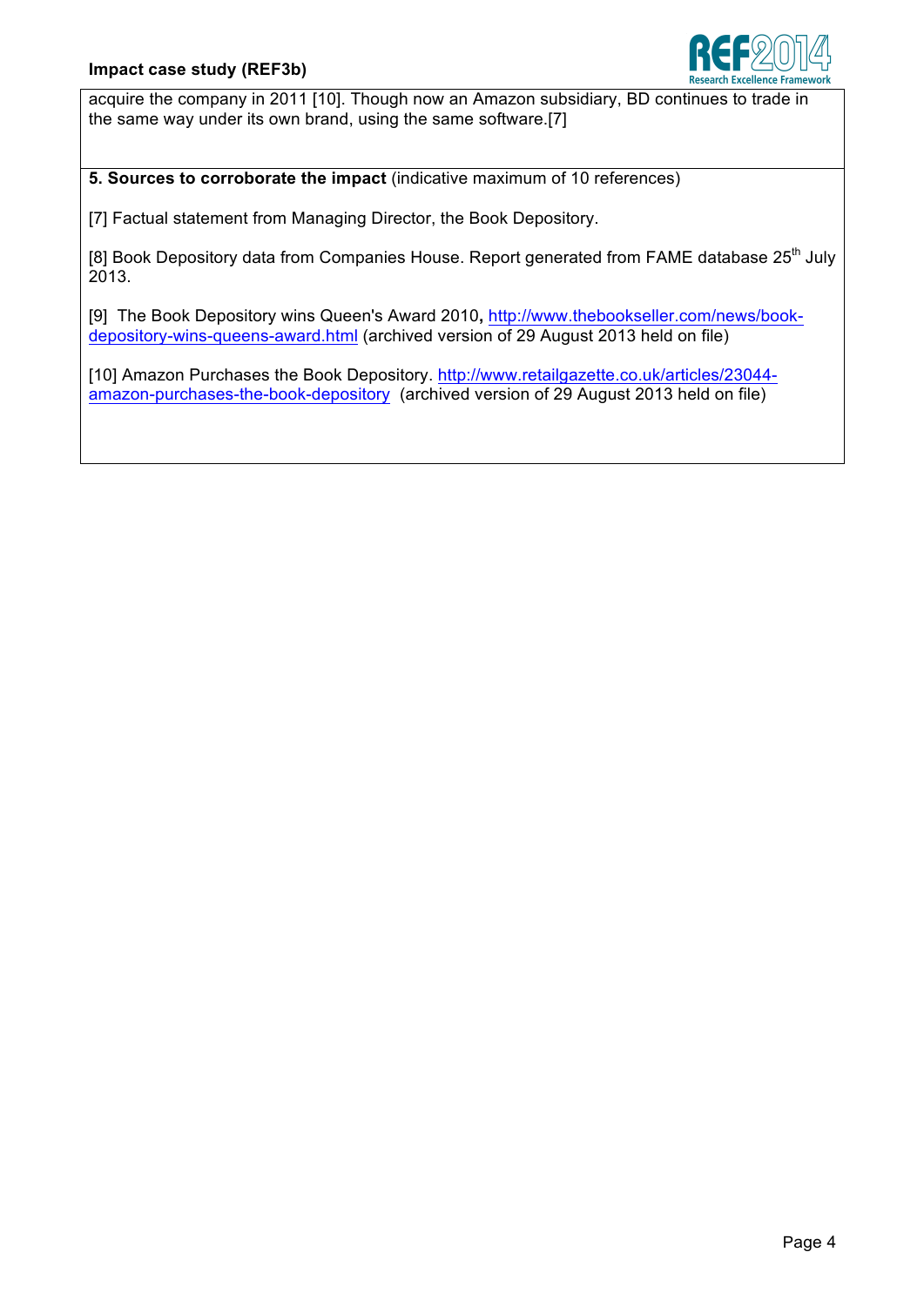acquire the company in 2011 [10]. Though now an Amazon subsidiary, BD continues to trade in the same way under its own brand, using the same software.[7]

**5. Sources to corroborate the impact** (indicative maximum of 10 references)

[7] Factual statement from Managing Director, the Book Depository.

[8] Book Depository data from Companies House. Report generated from FAME database 25th July 2013.

[9] The Book Depository wins Queen's Award 2010**,** http://www.thebookseller.com/news/book-depository-wins-queens-award.html (archived version of 29 August 2013 held on file)

[10] Amazon Purchases the Book Depository. http://www.retailgazette.co.uk/articles/23044-amazon-purchases-the-book-depository (archived version of 29 August 2013 held on file)